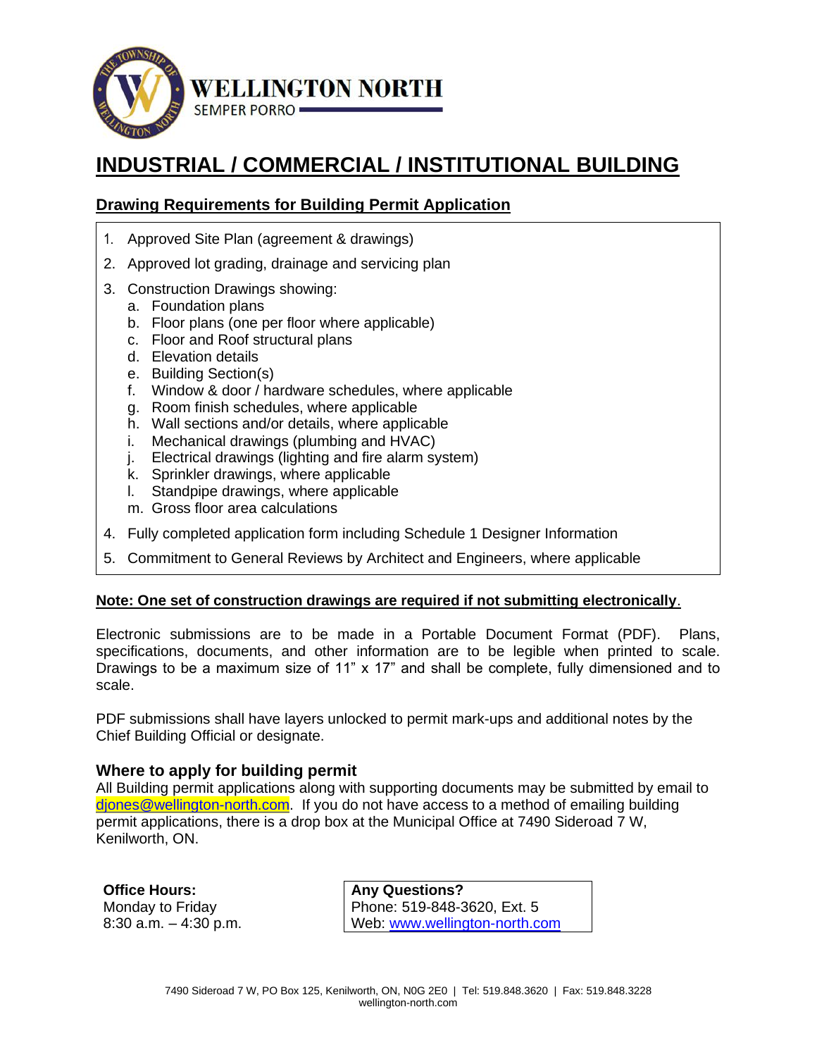**WELLINGTON NORTH**
SEMPER PORRO

# INDUSTRIAL / COMMERCIAL / INSTITUTIONAL BUILDING

## Drawing Requirements for Building Permit Application

1. Approved Site Plan (agreement & drawings)
2. Approved lot grading, drainage and servicing plan
3. Construction Drawings showing:
   a. Foundation plans
   b. Floor plans (one per floor where applicable)
   c. Floor and Roof structural plans
   d. Elevation details
   e. Building Section(s)
   f. Window & door / hardware schedules, where applicable
   g. Room finish schedules, where applicable
   h. Wall sections and/or details, where applicable
   i. Mechanical drawings (plumbing and HVAC)
   j. Electrical drawings (lighting and fire alarm system)
   k. Sprinkler drawings, where applicable
   l. Standpipe drawings, where applicable
   m. Gross floor area calculations
4. Fully completed application form including Schedule 1 Designer Information
5. Commitment to General Reviews by Architect and Engineers, where applicable

**Note: One set of construction drawings are required if not submitting electronically**.

Electronic submissions are to be made in a Portable Document Format (PDF). Plans, specifications, documents, and other information are to be legible when printed to scale. Drawings to be a maximum size of 11" x 17" and shall be complete, fully dimensioned and to scale.

PDF submissions shall have layers unlocked to permit mark-ups and additional notes by the Chief Building Official or designate.

### Where to apply for building permit

All Building permit applications along with supporting documents may be submitted by email to djones@wellington-north.com. If you do not have access to a method of emailing building permit applications, there is a drop box at the Municipal Office at 7490 Sideroad 7 W, Kenilworth, ON.

**Office Hours:**
Monday to Friday
8:30 a.m. – 4:30 p.m.

**Any Questions?**
Phone: 519-848-3620, Ext. 5
Web: www.wellington-north.com

7490 Sideroad 7 W, PO Box 125, Kenilworth, ON, N0G 2E0 | Tel: 519.848.3620 | Fax: 519.848.3228
wellington-north.com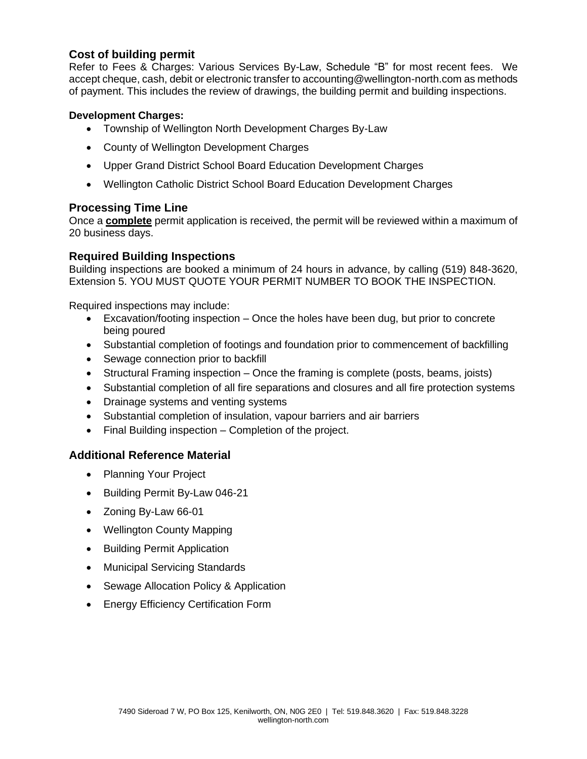## Cost of building permit

Refer to Fees & Charges: Various Services By-Law, Schedule "B" for most recent fees. We accept cheque, cash, debit or electronic transfer to accounting@wellington-north.com as methods of payment. This includes the review of drawings, the building permit and building inspections.

**Development Charges:**

- Township of Wellington North Development Charges By-Law
- County of Wellington Development Charges
- Upper Grand District School Board Education Development Charges
- Wellington Catholic District School Board Education Development Charges

## Processing Time Line

Once a **complete** permit application is received, the permit will be reviewed within a maximum of 20 business days.

## Required Building Inspections

Building inspections are booked a minimum of 24 hours in advance, by calling (519) 848-3620, Extension 5. YOU MUST QUOTE YOUR PERMIT NUMBER TO BOOK THE INSPECTION.

Required inspections may include:

- Excavation/footing inspection – Once the holes have been dug, but prior to concrete being poured
- Substantial completion of footings and foundation prior to commencement of backfilling
- Sewage connection prior to backfill
- Structural Framing inspection – Once the framing is complete (posts, beams, joists)
- Substantial completion of all fire separations and closures and all fire protection systems
- Drainage systems and venting systems
- Substantial completion of insulation, vapour barriers and air barriers
- Final Building inspection – Completion of the project.

## Additional Reference Material

- Planning Your Project
- Building Permit By-Law 046-21
- Zoning By-Law 66-01
- Wellington County Mapping
- Building Permit Application
- Municipal Servicing Standards
- Sewage Allocation Policy & Application
- Energy Efficiency Certification Form